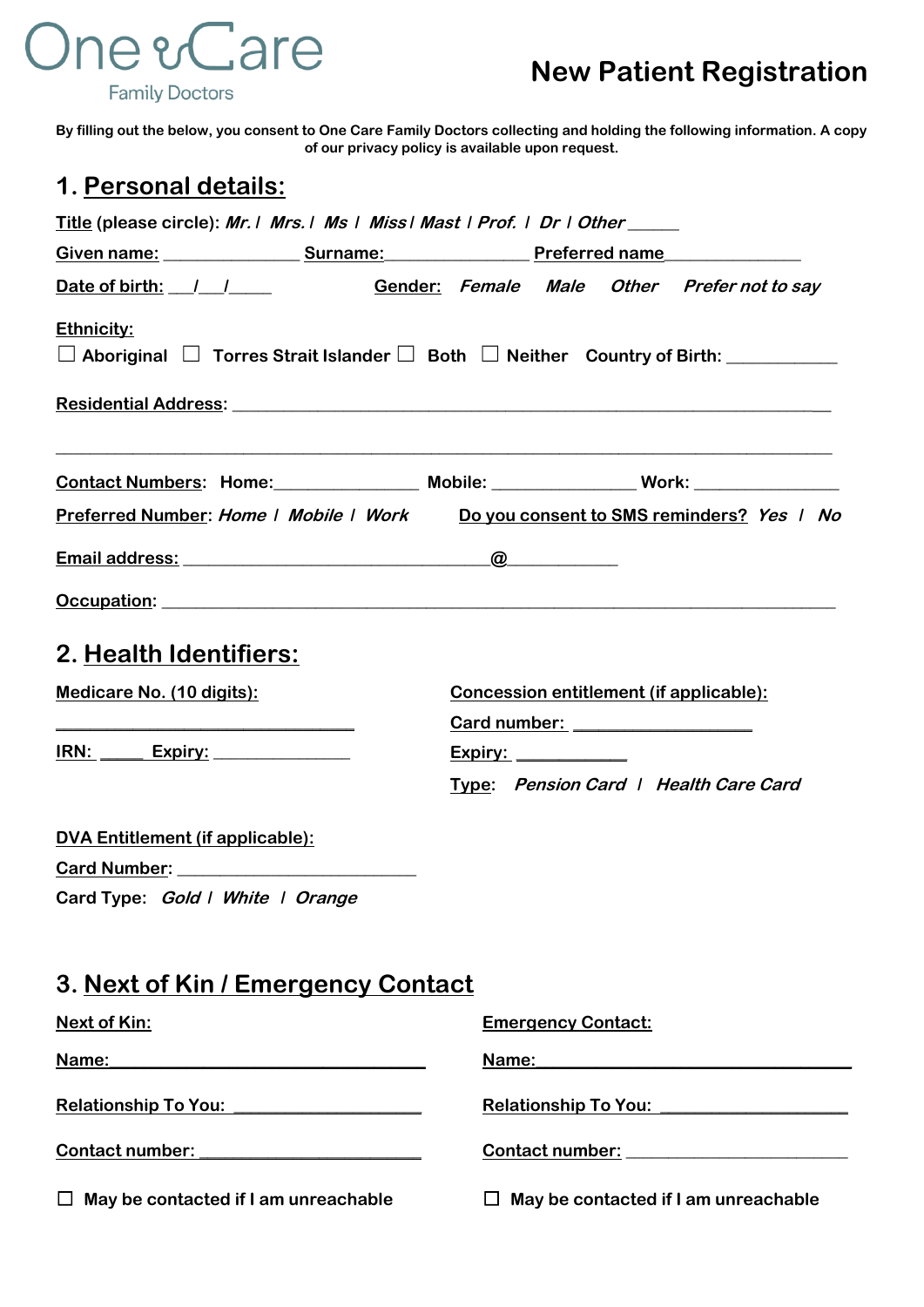One Care
Family Doctors

# New Patient Registration

**By filling out the below, you consent to One Care Family Doctors collecting and holding the following information. A copy of our privacy policy is available upon request.**

## 1. Personal details:

**Title** (please circle): *Mr.* / *Mrs.* / *Ms* / *Miss* / *Mast* / *Prof.* / *Dr* / *Other* ______

**Given name:** _______________ **Surname:** _______________ **Preferred name** _______________

**Date of birth:** ___/___/_____ **Gender:** *Female* *Male* *Other* *Prefer not to say*

**Ethnicity:**
☐ Aboriginal ☐ Torres Strait Islander ☐ Both ☐ Neither **Country of Birth:** ____________

**Residential Address:** ________________________________________________________________

________________________________________________________________________________

**Contact Numbers:** Home: _______________ Mobile: _______________ Work: _______________

**Preferred Number:** *Home* / *Mobile* / *Work* **Do you consent to SMS reminders?** *Yes* / *No*

**Email address:** ________________________________@____________

**Occupation:** ________________________________________________________________________

## 2. Health Identifiers:

**Medicare No. (10 digits):**

________________________________

**IRN:** _____ **Expiry:** _______________

**Concession entitlement (if applicable):**

**Card number:** ___________________

**Expiry:** ____________

**Type:** *Pension Card* / *Health Care Card*

**DVA Entitlement (if applicable):**

**Card Number:** _________________________

Card Type: *Gold* / *White* / *Orange*

## 3. Next of Kin / Emergency Contact

**Next of Kin:**

**Name:** ________________________________

**Relationship To You:** ____________________

**Contact number:** ________________________

☐ May be contacted if I am unreachable

**Emergency Contact:**

**Name:** ________________________________

**Relationship To You:** ____________________

**Contact number:** ________________________

☐ May be contacted if I am unreachable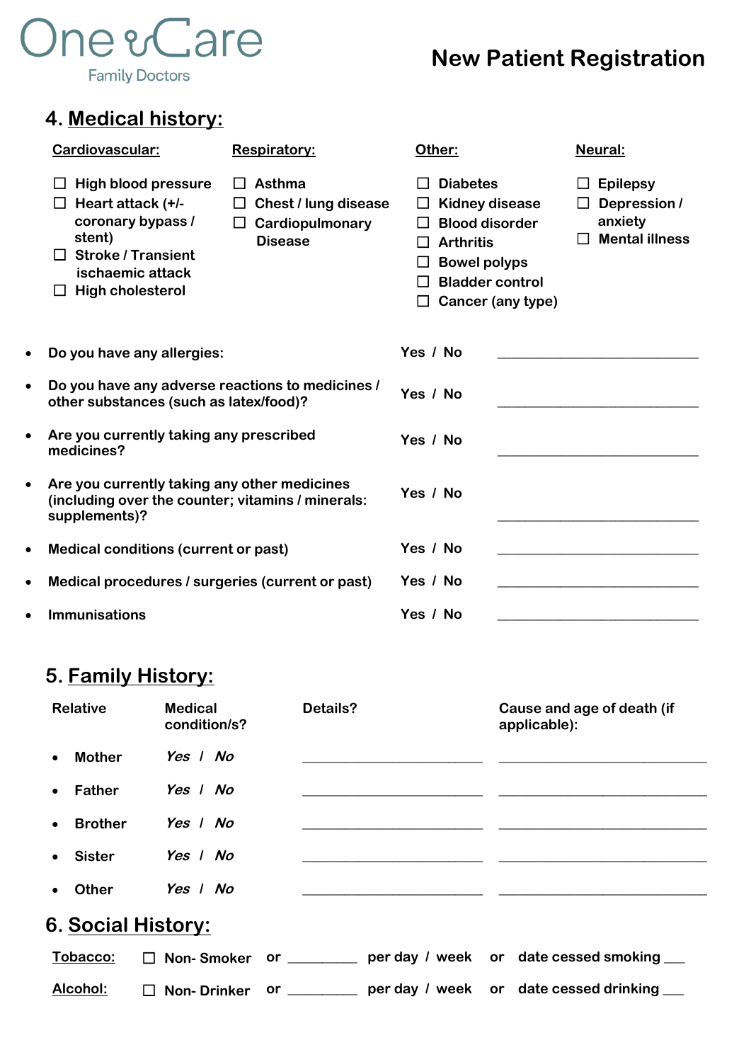One Care Family Doctors

# New Patient Registration

## 4. Medical history:

| Cardiovascular: | Respiratory: | Other: | Neural: |
|---|---|---|---|
| ☐ High blood pressure | ☐ Asthma | ☐ Diabetes | ☐ Epilepsy |
| ☐ Heart attack (+/- coronary bypass / stent) | ☐ Chest / lung disease | ☐ Kidney disease | ☐ Depression / anxiety |
| ☐ Stroke / Transient ischaemic attack | ☐ Cardiopulmonary Disease | ☐ Blood disorder | ☐ Mental illness |
| ☐ High cholesterol | | ☐ Arthritis | |
| | | ☐ Bowel polyps | |
| | | ☐ Bladder control | |
| | | ☐ Cancer (any type) | |

- Do you have any allergies: Yes / No ____________________
- Do you have any adverse reactions to medicines / other substances (such as latex/food)? Yes / No ____________________
- Are you currently taking any prescribed medicines? Yes / No ____________________
- Are you currently taking any other medicines (including over the counter; vitamins / minerals: supplements)? Yes / No ____________________
- Medical conditions (current or past) Yes / No ____________________
- Medical procedures / surgeries (current or past) Yes / No ____________________
- Immunisations Yes / No ____________________

## 5. Family History:

| Relative | Medical condition/s? | Details? | Cause and age of death (if applicable): |
|---|---|---|---|
| Mother | *Yes / No* | ____________________ | ____________________ |
| Father | *Yes / No* | ____________________ | ____________________ |
| Brother | *Yes / No* | ____________________ | ____________________ |
| Sister | *Yes / No* | ____________________ | ____________________ |
| Other | *Yes / No* | ____________________ | ____________________ |

## 6. Social History:

**Tobacco:** ☐ Non- Smoker or __________ per day / week or date cessed smoking ___

**Alcohol:** ☐ Non- Drinker or __________ per day / week or date cessed drinking ___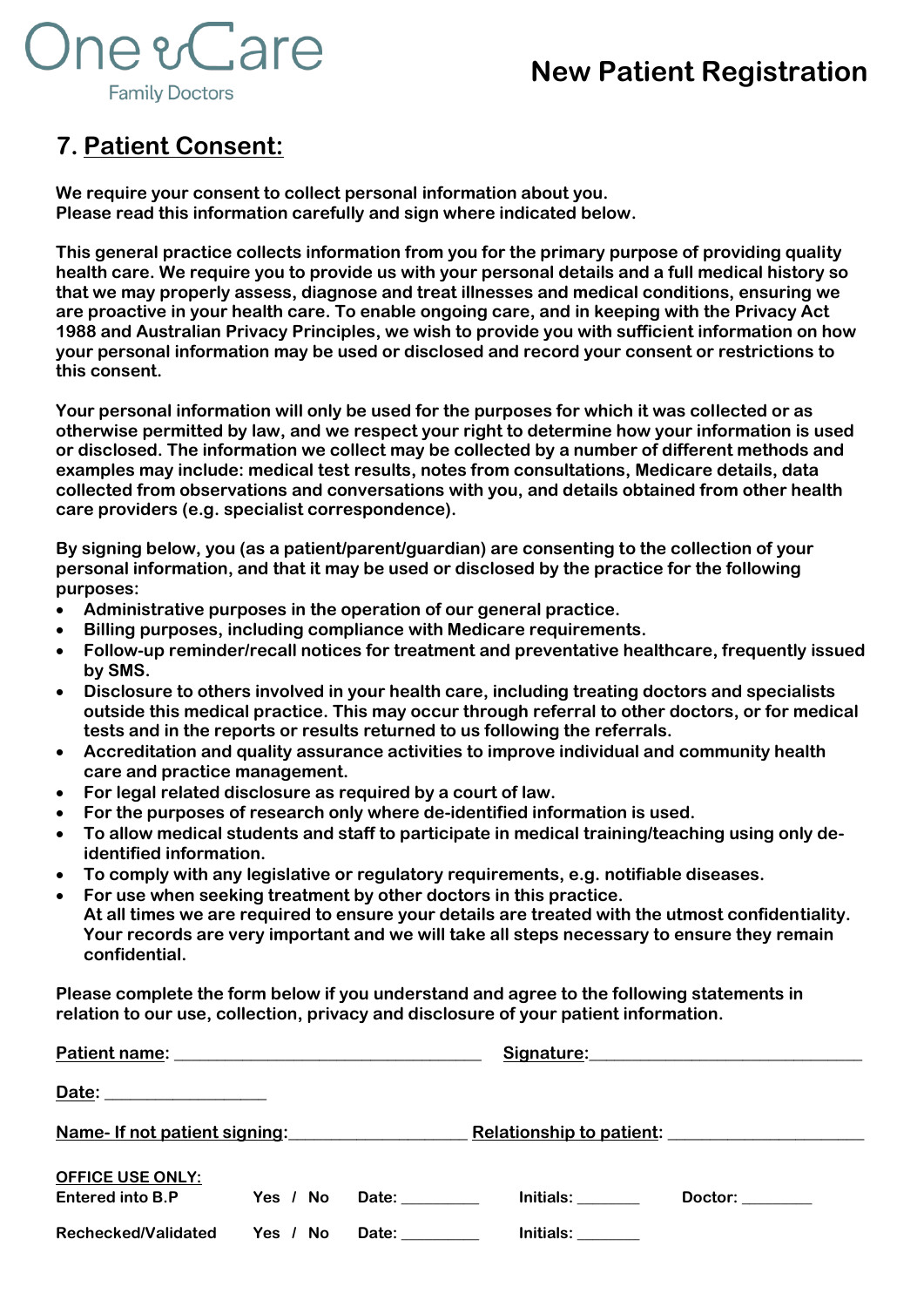One Care
Family Doctors

# New Patient Registration

## 7. Patient Consent:

**We require your consent to collect personal information about you.**
**Please read this information carefully and sign where indicated below.**

**This general practice collects information from you for the primary purpose of providing quality health care. We require you to provide us with your personal details and a full medical history so that we may properly assess, diagnose and treat illnesses and medical conditions, ensuring we are proactive in your health care. To enable ongoing care, and in keeping with the Privacy Act 1988 and Australian Privacy Principles, we wish to provide you with sufficient information on how your personal information may be used or disclosed and record your consent or restrictions to this consent.**

**Your personal information will only be used for the purposes for which it was collected or as otherwise permitted by law, and we respect your right to determine how your information is used or disclosed. The information we collect may be collected by a number of different methods and examples may include: medical test results, notes from consultations, Medicare details, data collected from observations and conversations with you, and details obtained from other health care providers (e.g. specialist correspondence).**

**By signing below, you (as a patient/parent/guardian) are consenting to the collection of your personal information, and that it may be used or disclosed by the practice for the following purposes:**

- **Administrative purposes in the operation of our general practice.**
- **Billing purposes, including compliance with Medicare requirements.**
- **Follow-up reminder/recall notices for treatment and preventative healthcare, frequently issued by SMS.**
- **Disclosure to others involved in your health care, including treating doctors and specialists outside this medical practice. This may occur through referral to other doctors, or for medical tests and in the reports or results returned to us following the referrals.**
- **Accreditation and quality assurance activities to improve individual and community health care and practice management.**
- **For legal related disclosure as required by a court of law.**
- **For the purposes of research only where de-identified information is used.**
- **To allow medical students and staff to participate in medical training/teaching using only de-identified information.**
- **To comply with any legislative or regulatory requirements, e.g. notifiable diseases.**
- **For use when seeking treatment by other doctors in this practice.**
  **At all times we are required to ensure your details are treated with the utmost confidentiality. Your records are very important and we will take all steps necessary to ensure they remain confidential.**

**Please complete the form below if you understand and agree to the following statements in relation to our use, collection, privacy and disclosure of your patient information.**

**Patient name:** ______________________________ **Signature:** ______________________________

**Date:** ________________

**Name- If not patient signing:** __________________ **Relationship to patient:** ____________________

**OFFICE USE ONLY:**

| | | | | |
|---|---|---|---|---|
| **Entered into B.P** | **Yes / No** | **Date:** _________ | **Initials:** _______ | **Doctor:** ________ |
| **Rechecked/Validated** | **Yes / No** | **Date:** _________ | **Initials:** _______ | |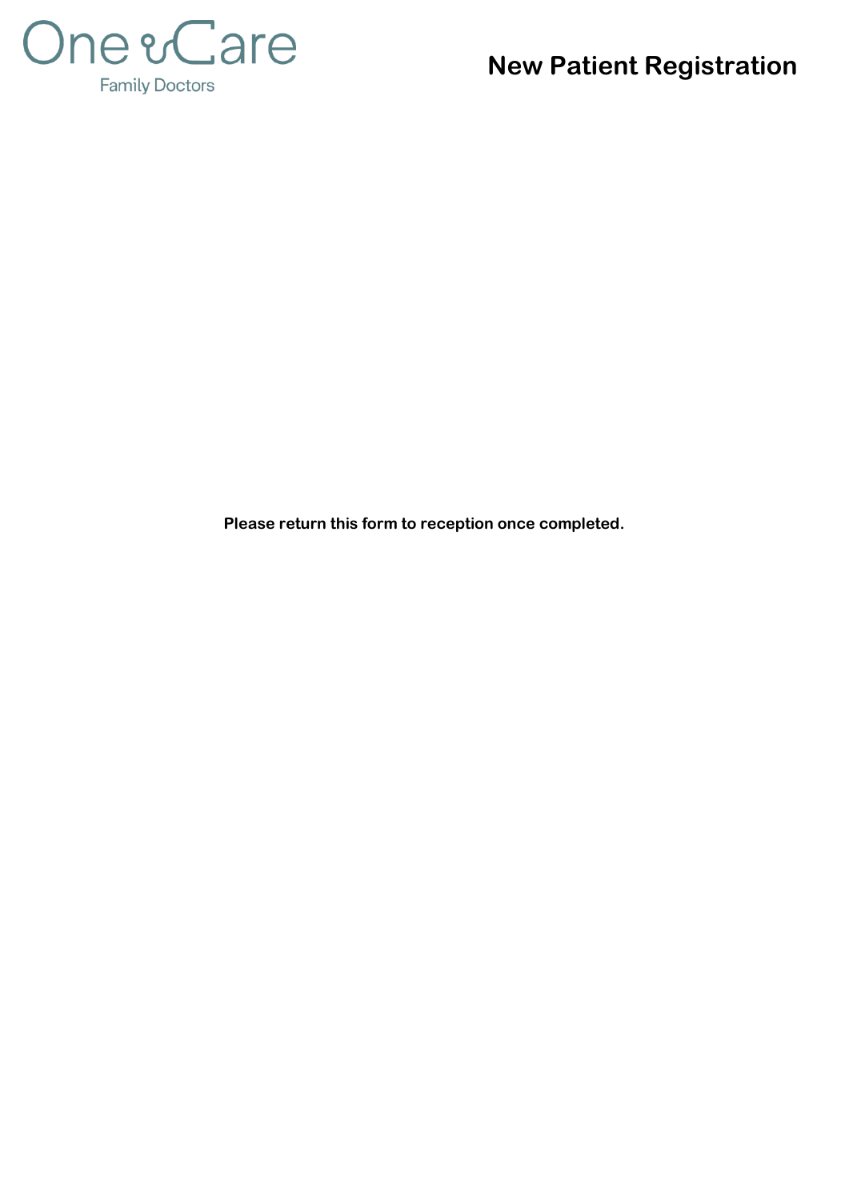One Care

Family Doctors

# New Patient Registration

**Please return this form to reception once completed.**